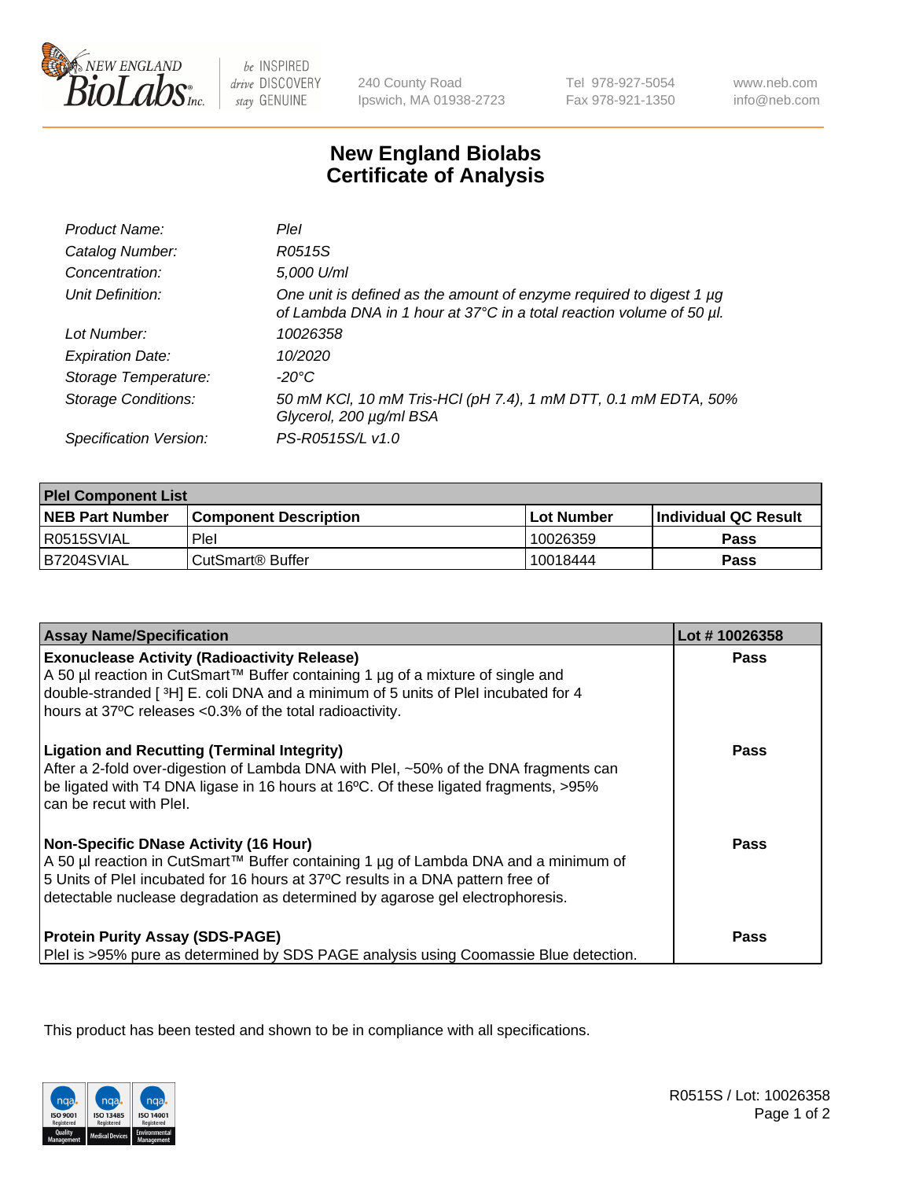# New England Biolabs Certificate of Analysis

| | |
|---|---|
| *Product Name:* | *PleI* |
| *Catalog Number:* | *R0515S* |
| *Concentration:* | *5,000 U/ml* |
| *Unit Definition:* | *One unit is defined as the amount of enzyme required to digest 1 µg of Lambda DNA in 1 hour at 37°C in a total reaction volume of 50 µl.* |
| *Lot Number:* | *10026358* |
| *Expiration Date:* | *10/2020* |
| *Storage Temperature:* | *-20°C* |
| *Storage Conditions:* | *50 mM KCl, 10 mM Tris-HCl (pH 7.4), 1 mM DTT, 0.1 mM EDTA, 50% Glycerol, 200 µg/ml BSA* |
| *Specification Version:* | *PS-R0515S/L v1.0* |

| PleI Component List | | | |
|---|---|---|---|
| **NEB Part Number** | **Component Description** | **Lot Number** | **Individual QC Result** |
| R0515SVIAL | PleI | 10026359 | **Pass** |
| B7204SVIAL | CutSmart® Buffer | 10018444 | **Pass** |

| Assay Name/Specification | Lot # 10026358 |
|---|---|
| **Exonuclease Activity (Radioactivity Release)**<br>A 50 µl reaction in CutSmart™ Buffer containing 1 µg of a mixture of single and double-stranded [ $^{3}$H] E. coli DNA and a minimum of 5 units of PleI incubated for 4 hours at 37ºC releases <0.3% of the total radioactivity. | **Pass** |
| **Ligation and Recutting (Terminal Integrity)**<br>After a 2-fold over-digestion of Lambda DNA with PleI, ~50% of the DNA fragments can be ligated with T4 DNA ligase in 16 hours at 16ºC. Of these ligated fragments, >95% can be recut with PleI. | **Pass** |
| **Non-Specific DNase Activity (16 Hour)**<br>A 50 µl reaction in CutSmart™ Buffer containing 1 µg of Lambda DNA and a minimum of 5 Units of PleI incubated for 16 hours at 37ºC results in a DNA pattern free of detectable nuclease degradation as determined by agarose gel electrophoresis. | **Pass** |
| **Protein Purity Assay (SDS-PAGE)**<br>PleI is >95% pure as determined by SDS PAGE analysis using Coomassie Blue detection. | **Pass** |

This product has been tested and shown to be in compliance with all specifications.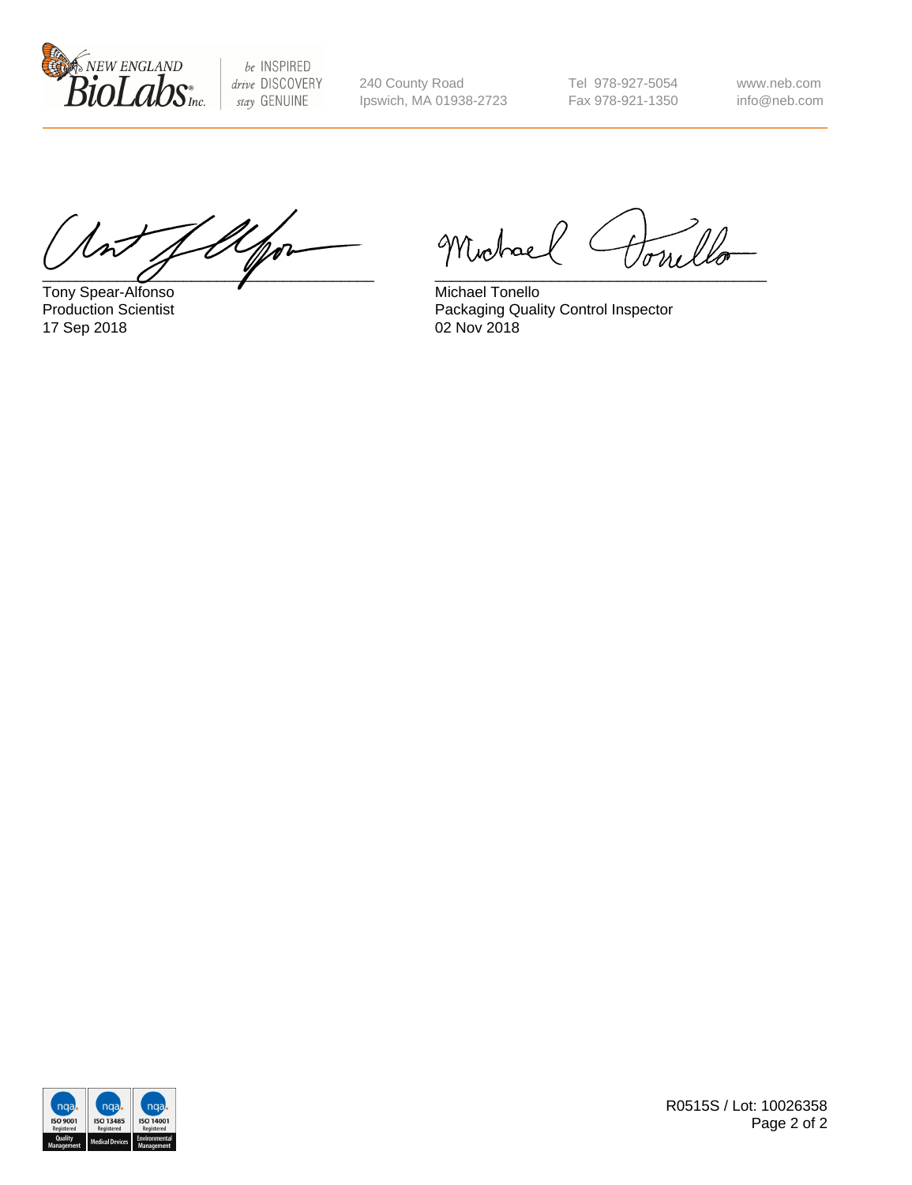Tony Spear-Alfonso
Production Scientist
17 Sep 2018

Michael Tonello
Packaging Quality Control Inspector
02 Nov 2018